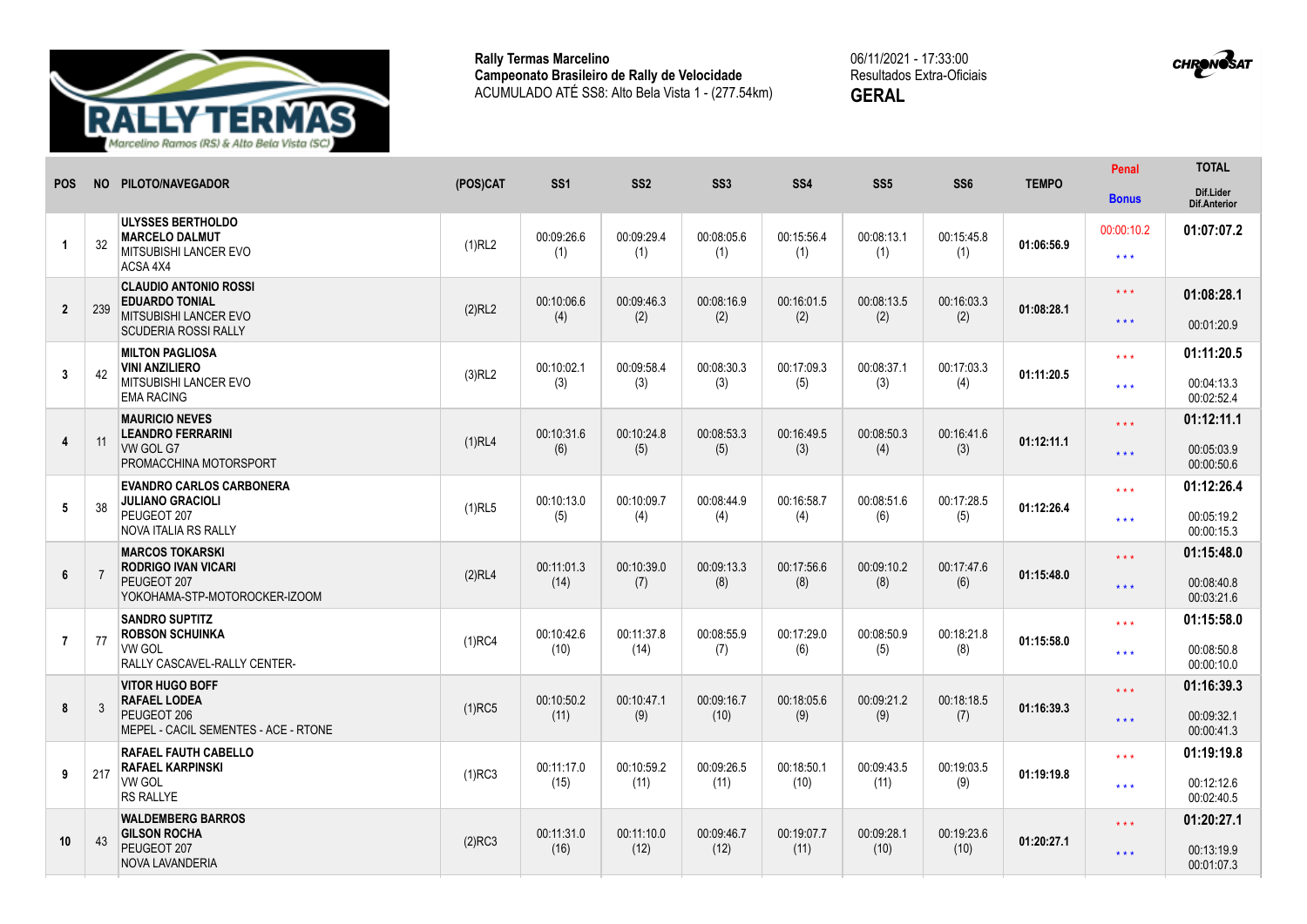**Rally Termas Marcelino**
**Campeonato Brasileiro de Rally de Velocidade**
ACUMULADO ATÉ SS8: Alto Bela Vista 1 - (277.54km)

06/11/2021 - 17:33:00
Resultados Extra-Oficiais
**GERAL**

| POS | NO | PILOTO/NAVEGADOR | (POS)CAT | SS1 | SS2 | SS3 | SS4 | SS5 | SS6 | TEMPO | Penal / Bonus | TOTAL / Dif.Lider / Dif.Anterior |
|---|---|---|---|---|---|---|---|---|---|---|---|---|
| 1 | 32 | **ULYSSES BERTHOLDO** **MARCELO DALMUT** MITSUBISHI LANCER EVO ACSA 4X4 | (1)RL2 | 00:09:26.6 (1) | 00:09:29.4 (1) | 00:08:05.6 (1) | 00:15:56.4 (1) | 00:08:13.1 (1) | 00:15:45.8 (1) | 01:06:56.9 | 00:00:10.2 / * * * | **01:07:07.2** |
| 2 | 239 | **CLAUDIO ANTONIO ROSSI** **EDUARDO TONIAL** MITSUBISHI LANCER EVO SCUDERIA ROSSI RALLY | (2)RL2 | 00:10:06.6 (4) | 00:09:46.3 (2) | 00:08:16.9 (2) | 00:16:01.5 (2) | 00:08:13.5 (2) | 00:16:03.3 (2) | 01:08:28.1 | * * * / * * * | **01:08:28.1** 00:01:20.9 |
| 3 | 42 | **MILTON PAGLIOSA** **VINI ANZILIERO** MITSUBISHI LANCER EVO EMA RACING | (3)RL2 | 00:10:02.1 (3) | 00:09:58.4 (3) | 00:08:30.3 (3) | 00:17:09.3 (5) | 00:08:37.1 (3) | 00:17:03.3 (4) | 01:11:20.5 | * * * / * * * | **01:11:20.5** 00:04:13.3 00:02:52.4 |
| 4 | 11 | **MAURICIO NEVES** **LEANDRO FERRARINI** VW GOL G7 PROMACCHINA MOTORSPORT | (1)RL4 | 00:10:31.6 (6) | 00:10:24.8 (5) | 00:08:53.3 (5) | 00:16:49.5 (3) | 00:08:50.3 (4) | 00:16:41.6 (3) | 01:12:11.1 | * * * / * * * | **01:12:11.1** 00:05:03.9 00:00:50.6 |
| 5 | 38 | **EVANDRO CARLOS CARBONERA** **JULIANO GRACIOLI** PEUGEOT 207 NOVA ITALIA RS RALLY | (1)RL5 | 00:10:13.0 (5) | 00:10:09.7 (4) | 00:08:44.9 (4) | 00:16:58.7 (4) | 00:08:51.6 (6) | 00:17:28.5 (5) | 01:12:26.4 | * * * / * * * | **01:12:26.4** 00:05:19.2 00:00:15.3 |
| 6 | 7 | **MARCOS TOKARSKI** **RODRIGO IVAN VICARI** PEUGEOT 207 YOKOHAMA-STP-MOTOROCKER-IZOOM | (2)RL4 | 00:11:01.3 (14) | 00:10:39.0 (7) | 00:09:13.3 (8) | 00:17:56.6 (8) | 00:09:10.2 (8) | 00:17:47.6 (6) | 01:15:48.0 | * * * / * * * | **01:15:48.0** 00:08:40.8 00:03:21.6 |
| 7 | 77 | **SANDRO SUPTITZ** **ROBSON SCHUINKA** VW GOL RALLY CASCAVEL-RALLY CENTER- | (1)RC4 | 00:10:42.6 (10) | 00:11:37.8 (14) | 00:08:55.9 (7) | 00:17:29.0 (6) | 00:08:50.9 (5) | 00:18:21.8 (8) | 01:15:58.0 | * * * / * * * | **01:15:58.0** 00:08:50.8 00:00:10.0 |
| 8 | 3 | **VITOR HUGO BOFF** **RAFAEL LODEA** PEUGEOT 206 MEPEL - CACIL SEMENTES - ACE - RTONE | (1)RC5 | 00:10:50.2 (11) | 00:10:47.1 (9) | 00:09:16.7 (10) | 00:18:05.6 (9) | 00:09:21.2 (9) | 00:18:18.5 (7) | 01:16:39.3 | * * * / * * * | **01:16:39.3** 00:09:32.1 00:00:41.3 |
| 9 | 217 | **RAFAEL FAUTH CABELLO** **RAFAEL KARPINSKI** VW GOL RS RALLYE | (1)RC3 | 00:11:17.0 (15) | 00:10:59.2 (11) | 00:09:26.5 (11) | 00:18:50.1 (10) | 00:09:43.5 (11) | 00:19:03.5 (9) | 01:19:19.8 | * * * / * * * | **01:19:19.8** 00:12:12.6 00:02:40.5 |
| 10 | 43 | **WALDEMBERG BARROS** **GILSON ROCHA** PEUGEOT 207 NOVA LAVANDERIA | (2)RC3 | 00:11:31.0 (16) | 00:11:10.0 (12) | 00:09:46.7 (12) | 00:19:07.7 (11) | 00:09:28.1 (10) | 00:19:23.6 (10) | 01:20:27.1 | * * * / * * * | **01:20:27.1** 00:13:19.9 00:01:07.3 |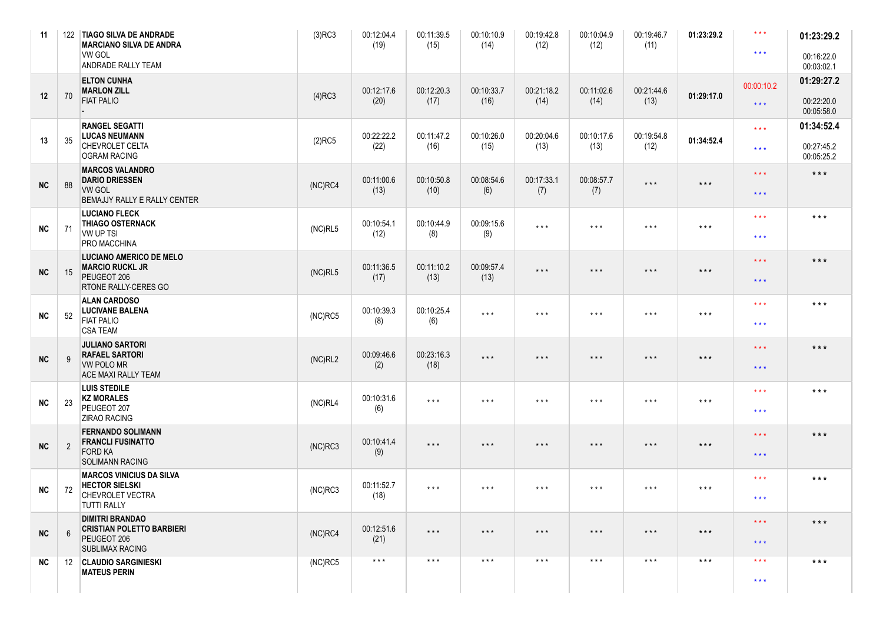| | | | | | | | | | | | | |
|---|---|---|---|---|---|---|---|---|---|---|---|---|
| 11 | 122 | **TIAGO SILVA DE ANDRADE**<br>**MARCIANO SILVA DE ANDRA**<br>VW GOL<br>ANDRADE RALLY TEAM | (3)RC3 | 00:12:04.4<br>(19) | 00:11:39.5<br>(15) | 00:10:10.9<br>(14) | 00:19:42.8<br>(12) | 00:10:04.9<br>(12) | 00:19:46.7<br>(11) | **01:23:29.2** | * * *<br>* * * | **01:23:29.2**<br>00:16:22.0<br>00:03:02.1 |
| 12 | 70 | **ELTON CUNHA**<br>**MARLON ZILL**<br>FIAT PALIO<br>- | (4)RC3 | 00:12:17.6<br>(20) | 00:12:20.3<br>(17) | 00:10:33.7<br>(16) | 00:21:18.2<br>(14) | 00:11:02.6<br>(14) | 00:21:44.6<br>(13) | **01:29:17.0** | 00:00:10.2<br>* * * | **01:29:27.2**<br>00:22:20.0<br>00:05:58.0 |
| 13 | 35 | **RANGEL SEGATTI**<br>**LUCAS NEUMANN**<br>CHEVROLET CELTA<br>OGRAM RACING | (2)RC5 | 00:22:22.2<br>(22) | 00:11:47.2<br>(16) | 00:10:26.0<br>(15) | 00:20:04.6<br>(13) | 00:10:17.6<br>(13) | 00:19:54.8<br>(12) | **01:34:52.4** | * * *<br>* * * | **01:34:52.4**<br>00:27:45.2<br>00:05:25.2 |
| NC | 88 | **MARCOS VALANDRO**<br>**DARIO DRIESSEN**<br>VW GOL<br>BEMAJJY RALLY E RALLY CENTER | (NC)RC4 | 00:11:00.6<br>(13) | 00:10:50.8<br>(10) | 00:08:54.6<br>(6) | 00:17:33.1<br>(7) | 00:08:57.7<br>(7) | * * * | * * * | * * *<br>* * * | * * * |
| NC | 71 | **LUCIANO FLECK**<br>**THIAGO OSTERNACK**<br>VW UP TSI<br>PRO MACCHINA | (NC)RL5 | 00:10:54.1<br>(12) | 00:10:44.9<br>(8) | 00:09:15.6<br>(9) | * * * | * * * | * * * | * * * | * * *<br>* * * | * * * |
| NC | 15 | **LUCIANO AMERICO DE MELO**<br>**MARCIO RUCKL JR**<br>PEUGEOT 206<br>RTONE RALLY-CERES GO | (NC)RL5 | 00:11:36.5<br>(17) | 00:11:10.2<br>(13) | 00:09:57.4<br>(13) | * * * | * * * | * * * | * * * | * * *<br>* * * | * * * |
| NC | 52 | **ALAN CARDOSO**<br>**LUCIVANE BALENA**<br>FIAT PALIO<br>CSA TEAM | (NC)RC5 | 00:10:39.3<br>(8) | 00:10:25.4<br>(6) | * * * | * * * | * * * | * * * | * * * | * * *<br>* * * | * * * |
| NC | 9 | **JULIANO SARTORI**<br>**RAFAEL SARTORI**<br>VW POLO MR<br>ACE MAXI RALLY TEAM | (NC)RL2 | 00:09:46.6<br>(2) | 00:23:16.3<br>(18) | * * * | * * * | * * * | * * * | * * * | * * *<br>* * * | * * * |
| NC | 23 | **LUIS STEDILE**<br>**KZ MORALES**<br>PEUGEOT 207<br>ZIRAO RACING | (NC)RL4 | 00:10:31.6<br>(6) | * * * | * * * | * * * | * * * | * * * | * * * | * * *<br>* * * | * * * |
| NC | 2 | **FERNANDO SOLIMANN**<br>**FRANCLI FUSINATTO**<br>FORD KA<br>SOLIMANN RACING | (NC)RC3 | 00:10:41.4<br>(9) | * * * | * * * | * * * | * * * | * * * | * * * | * * *<br>* * * | * * * |
| NC | 72 | **MARCOS VINICIUS DA SILVA**<br>**HECTOR SIELSKI**<br>CHEVROLET VECTRA<br>TUTTI RALLY | (NC)RC3 | 00:11:52.7<br>(18) | * * * | * * * | * * * | * * * | * * * | * * * | * * *<br>* * * | * * * |
| NC | 6 | **DIMITRI BRANDAO**<br>**CRISTIAN POLETTO BARBIERI**<br>PEUGEOT 206<br>SUBLIMAX RACING | (NC)RC4 | 00:12:51.6<br>(21) | * * * | * * * | * * * | * * * | * * * | * * * | * * *<br>* * * | * * * |
| NC | 12 | **CLAUDIO SARGINIESKI**<br>**MATEUS PERIN** | (NC)RC5 | * * * | * * * | * * * | * * * | * * * | * * * | * * * | * * *<br>* * * | * * * |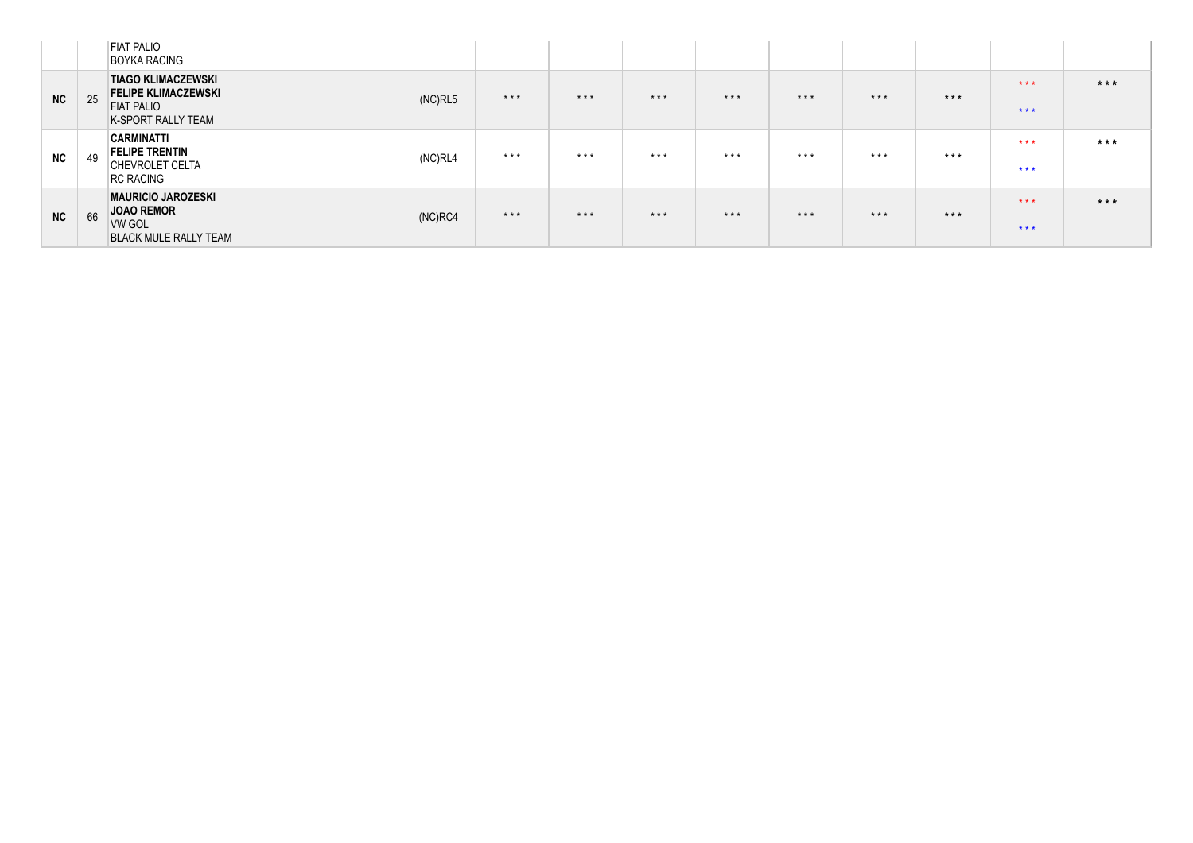| | | | | | | | | | | | | |
|---|---|---|---|---|---|---|---|---|---|---|---|---|
| | | FIAT PALIO<br>BOYKA RACING | | | | | | | | | | |
| **NC** | 25 | **TIAGO KLIMACZEWSKI**<br>**FELIPE KLIMACZEWSKI**<br>FIAT PALIO<br>K-SPORT RALLY TEAM | (NC)RL5 | * * * | * * * | * * * | * * * | * * * | * * * | * * * | * * *<br>* * * | * * * |
| **NC** | 49 | **CARMINATTI**<br>**FELIPE TRENTIN**<br>CHEVROLET CELTA<br>RC RACING | (NC)RL4 | * * * | * * * | * * * | * * * | * * * | * * * | * * * | * * *<br>* * * | * * * |
| **NC** | 66 | **MAURICIO JAROZESKI**<br>**JOAO REMOR**<br>VW GOL<br>BLACK MULE RALLY TEAM | (NC)RC4 | * * * | * * * | * * * | * * * | * * * | * * * | * * * | * * *<br>* * * | * * * |